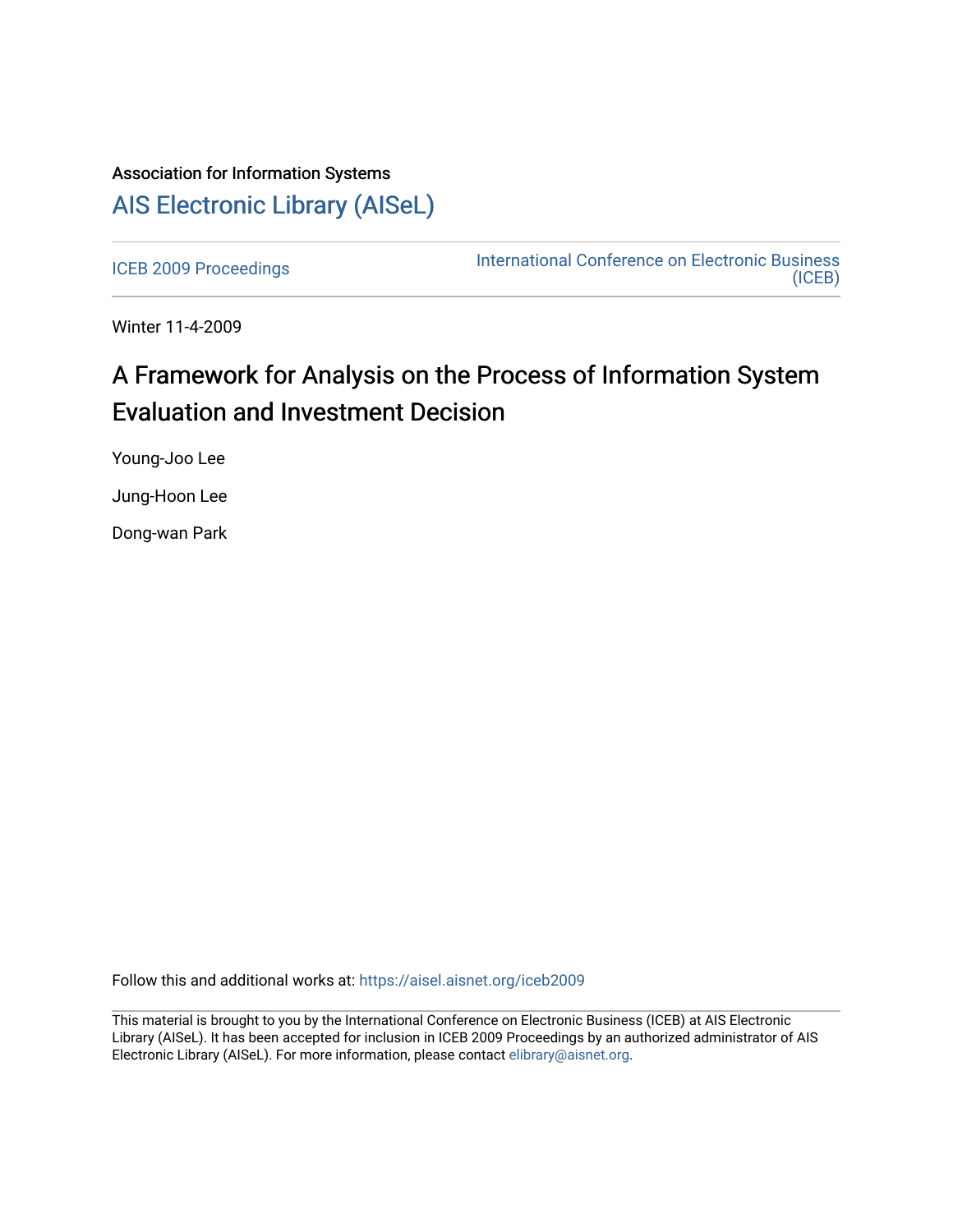Association for Information Systems

# AIS Electronic Library (AISeL)

ICEB 2009 Proceedings

International Conference on Electronic Business (ICEB)

Winter 11-4-2009

# A Framework for Analysis on the Process of Information System Evaluation and Investment Decision

Young-Joo Lee

Jung-Hoon Lee

Dong-wan Park

Follow this and additional works at: https://aisel.aisnet.org/iceb2009

This material is brought to you by the International Conference on Electronic Business (ICEB) at AIS Electronic Library (AISeL). It has been accepted for inclusion in ICEB 2009 Proceedings by an authorized administrator of AIS Electronic Library (AISeL). For more information, please contact elibrary@aisnet.org.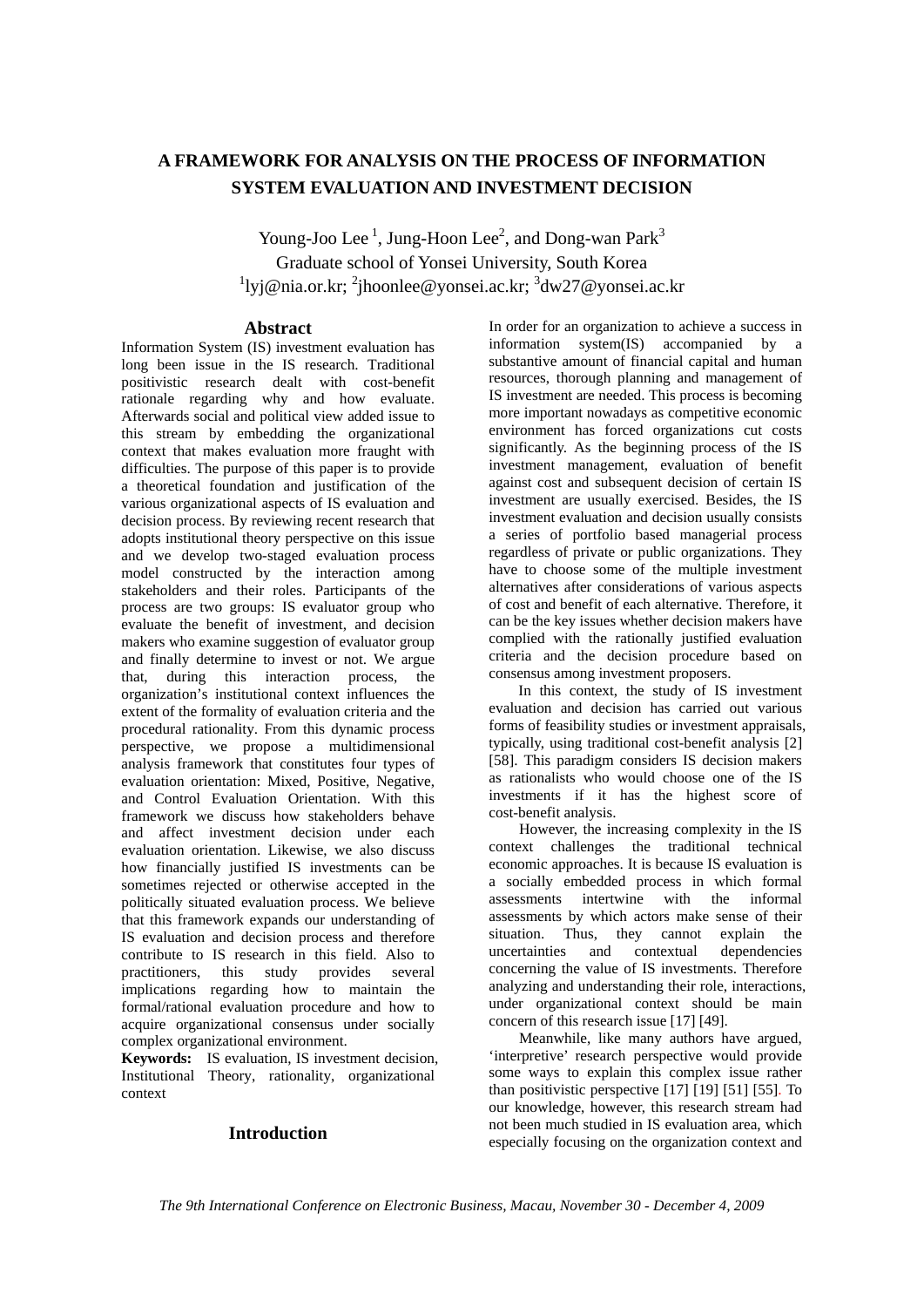# A FRAMEWORK FOR ANALYSIS ON THE PROCESS OF INFORMATION SYSTEM EVALUATION AND INVESTMENT DECISION

Young-Joo Lee [1], Jung-Hoon Lee[2], and Dong-wan Park[3]

Graduate school of Yonsei University, South Korea

[1]lyj@nia.or.kr; [2]jhoonlee@yonsei.ac.kr; [3]dw27@yonsei.ac.kr

## Abstract

Information System (IS) investment evaluation has long been issue in the IS research. Traditional positivistic research dealt with cost-benefit rationale regarding why and how evaluate. Afterwards social and political view added issue to this stream by embedding the organizational context that makes evaluation more fraught with difficulties. The purpose of this paper is to provide a theoretical foundation and justification of the various organizational aspects of IS evaluation and decision process. By reviewing recent research that adopts institutional theory perspective on this issue and we develop two-staged evaluation process model constructed by the interaction among stakeholders and their roles. Participants of the process are two groups: IS evaluator group who evaluate the benefit of investment, and decision makers who examine suggestion of evaluator group and finally determine to invest or not. We argue that, during this interaction process, the organization's institutional context influences the extent of the formality of evaluation criteria and the procedural rationality. From this dynamic process perspective, we propose a multidimensional analysis framework that constitutes four types of evaluation orientation: Mixed, Positive, Negative, and Control Evaluation Orientation. With this framework we discuss how stakeholders behave and affect investment decision under each evaluation orientation. Likewise, we also discuss how financially justified IS investments can be sometimes rejected or otherwise accepted in the politically situated evaluation process. We believe that this framework expands our understanding of IS evaluation and decision process and therefore contribute to IS research in this field. Also to practitioners, this study provides several implications regarding how to maintain the formal/rational evaluation procedure and how to acquire organizational consensus under socially complex organizational environment.

**Keywords:** IS evaluation, IS investment decision, Institutional Theory, rationality, organizational context

## Introduction

In order for an organization to achieve a success in information system(IS) accompanied by a substantive amount of financial capital and human resources, thorough planning and management of IS investment are needed. This process is becoming more important nowadays as competitive economic environment has forced organizations cut costs significantly. As the beginning process of the IS investment management, evaluation of benefit against cost and subsequent decision of certain IS investment are usually exercised. Besides, the IS investment evaluation and decision usually consists a series of portfolio based managerial process regardless of private or public organizations. They have to choose some of the multiple investment alternatives after considerations of various aspects of cost and benefit of each alternative. Therefore, it can be the key issues whether decision makers have complied with the rationally justified evaluation criteria and the decision procedure based on consensus among investment proposers.

In this context, the study of IS investment evaluation and decision has carried out various forms of feasibility studies or investment appraisals, typically, using traditional cost-benefit analysis [2] [58]. This paradigm considers IS decision makers as rationalists who would choose one of the IS investments if it has the highest score of cost-benefit analysis.

However, the increasing complexity in the IS context challenges the traditional technical economic approaches. It is because IS evaluation is a socially embedded process in which formal assessments intertwine with the informal assessments by which actors make sense of their situation. Thus, they cannot explain the uncertainties and contextual dependencies concerning the value of IS investments. Therefore analyzing and understanding their role, interactions, under organizational context should be main concern of this research issue [17] [49].

Meanwhile, like many authors have argued, 'interpretive' research perspective would provide some ways to explain this complex issue rather than positivistic perspective [17] [19] [51] [55]. To our knowledge, however, this research stream had not been much studied in IS evaluation area, which especially focusing on the organization context and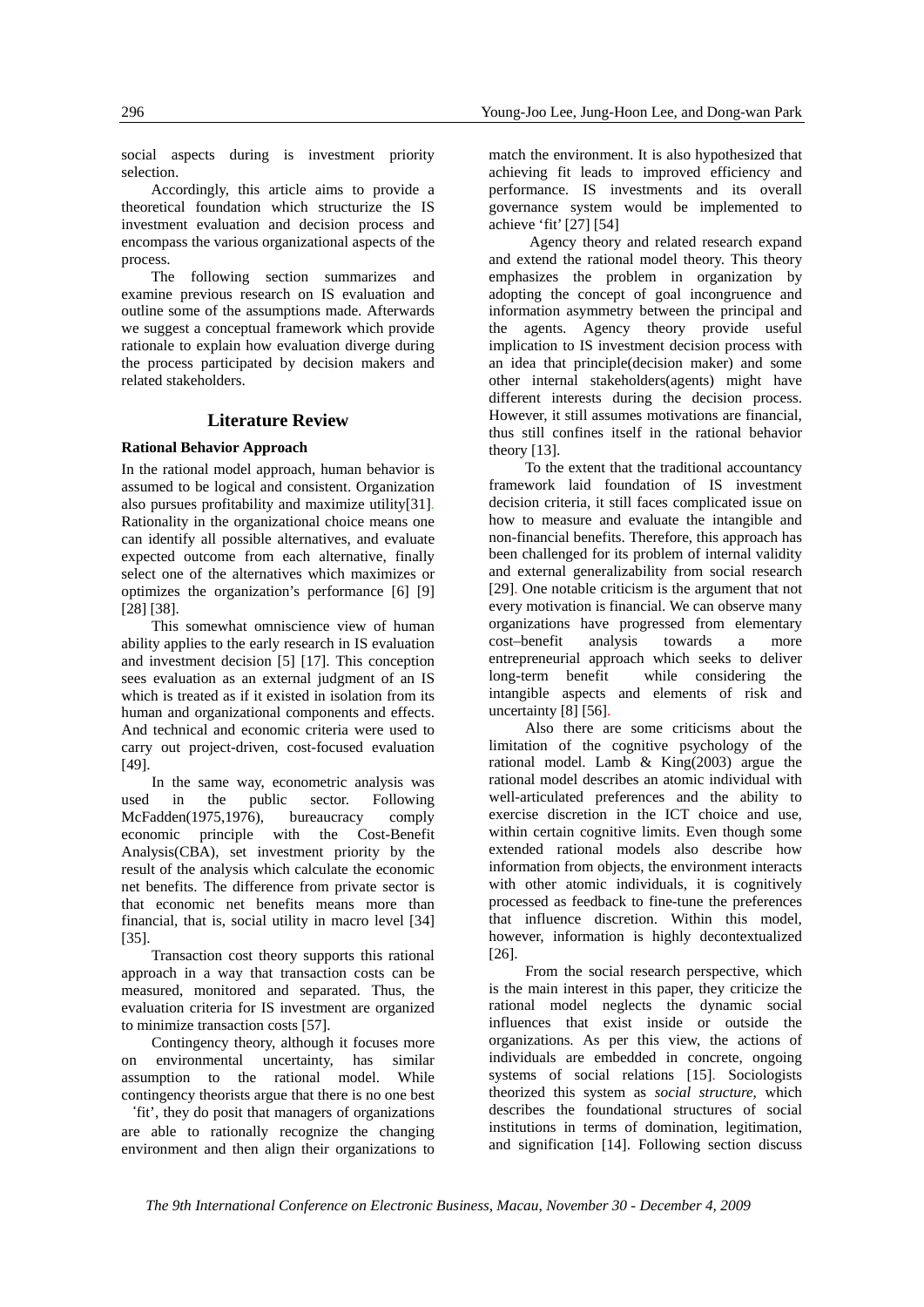social aspects during is investment priority selection.

Accordingly, this article aims to provide a theoretical foundation which structurize the IS investment evaluation and decision process and encompass the various organizational aspects of the process.

The following section summarizes and examine previous research on IS evaluation and outline some of the assumptions made. Afterwards we suggest a conceptual framework which provide rationale to explain how evaluation diverge during the process participated by decision makers and related stakeholders.

## Literature Review

**Rational Behavior Approach**

In the rational model approach, human behavior is assumed to be logical and consistent. Organization also pursues profitability and maximize utility[31]. Rationality in the organizational choice means one can identify all possible alternatives, and evaluate expected outcome from each alternative, finally select one of the alternatives which maximizes or optimizes the organization's performance [6] [9] [28] [38].

This somewhat omniscience view of human ability applies to the early research in IS evaluation and investment decision [5] [17]. This conception sees evaluation as an external judgment of an IS which is treated as if it existed in isolation from its human and organizational components and effects. And technical and economic criteria were used to carry out project-driven, cost-focused evaluation [49].

In the same way, econometric analysis was used in the public sector. Following McFadden(1975,1976), bureaucracy comply economic principle with the Cost-Benefit Analysis(CBA), set investment priority by the result of the analysis which calculate the economic net benefits. The difference from private sector is that economic net benefits means more than financial, that is, social utility in macro level [34] [35].

Transaction cost theory supports this rational approach in a way that transaction costs can be measured, monitored and separated. Thus, the evaluation criteria for IS investment are organized to minimize transaction costs [57].

Contingency theory, although it focuses more on environmental uncertainty, has similar assumption to the rational model. While contingency theorists argue that there is no one best 'fit', they do posit that managers of organizations are able to rationally recognize the changing environment and then align their organizations to match the environment. It is also hypothesized that achieving fit leads to improved efficiency and performance. IS investments and its overall governance system would be implemented to achieve 'fit' [27] [54]

Agency theory and related research expand and extend the rational model theory. This theory emphasizes the problem in organization by adopting the concept of goal incongruence and information asymmetry between the principal and the agents. Agency theory provide useful implication to IS investment decision process with an idea that principle(decision maker) and some other internal stakeholders(agents) might have different interests during the decision process. However, it still assumes motivations are financial, thus still confines itself in the rational behavior theory [13].

To the extent that the traditional accountancy framework laid foundation of IS investment decision criteria, it still faces complicated issue on how to measure and evaluate the intangible and non-financial benefits. Therefore, this approach has been challenged for its problem of internal validity and external generalizability from social research [29]. One notable criticism is the argument that not every motivation is financial. We can observe many organizations have progressed from elementary cost–benefit analysis towards a more entrepreneurial approach which seeks to deliver long-term benefit while considering the intangible aspects and elements of risk and uncertainty [8] [56].

Also there are some criticisms about the limitation of the cognitive psychology of the rational model. Lamb & King(2003) argue the rational model describes an atomic individual with well-articulated preferences and the ability to exercise discretion in the ICT choice and use, within certain cognitive limits. Even though some extended rational models also describe how information from objects, the environment interacts with other atomic individuals, it is cognitively processed as feedback to fine-tune the preferences that influence discretion. Within this model, however, information is highly decontextualized [26].

From the social research perspective, which is the main interest in this paper, they criticize the rational model neglects the dynamic social influences that exist inside or outside the organizations. As per this view, the actions of individuals are embedded in concrete, ongoing systems of social relations [15]. Sociologists theorized this system as *social structure*, which describes the foundational structures of social institutions in terms of domination, legitimation, and signification [14]. Following section discuss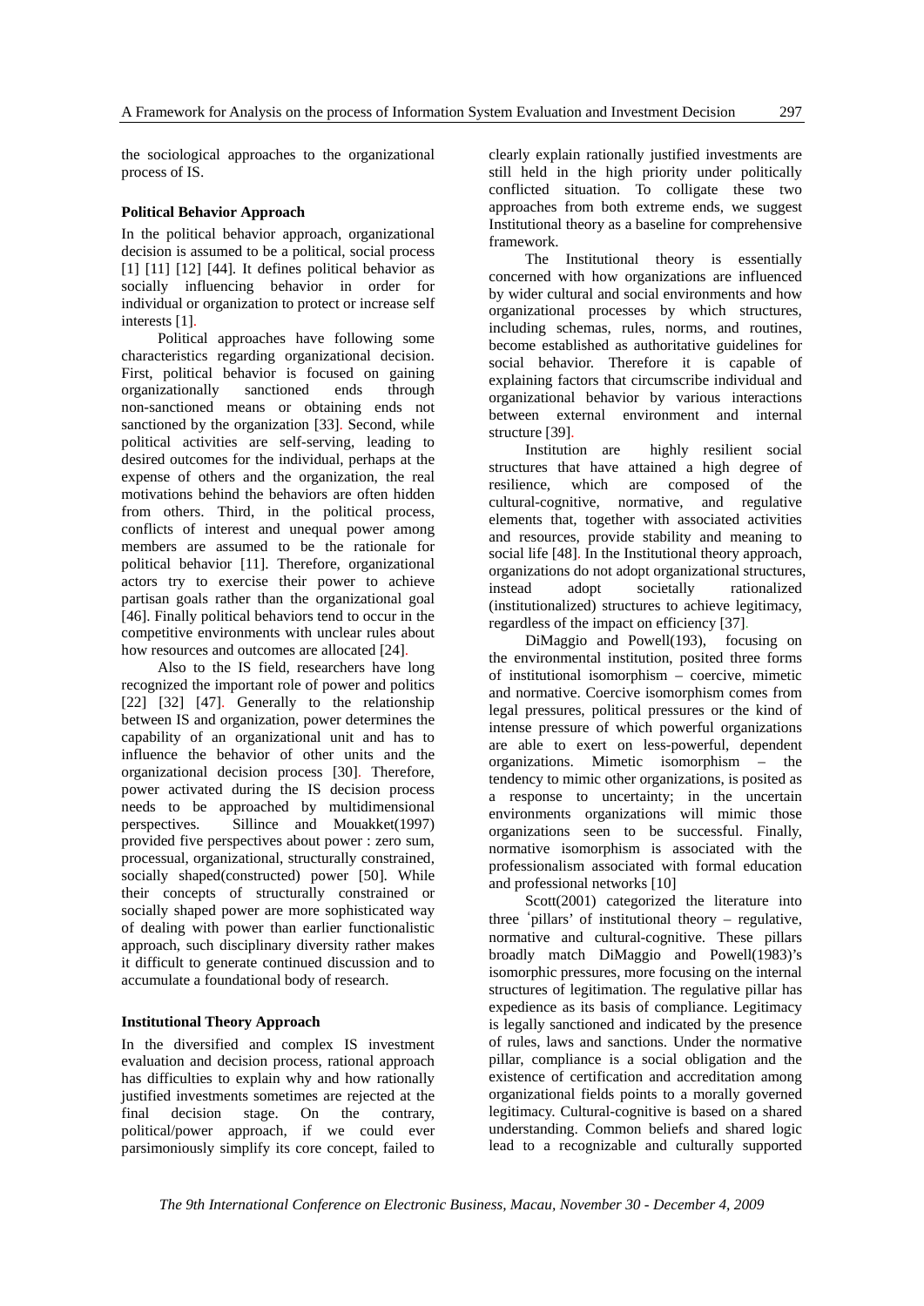the sociological approaches to the organizational process of IS.

### Political Behavior Approach

In the political behavior approach, organizational decision is assumed to be a political, social process [1] [11] [12] [44]. It defines political behavior as socially influencing behavior in order for individual or organization to protect or increase self interests [1].

Political approaches have following some characteristics regarding organizational decision. First, political behavior is focused on gaining organizationally sanctioned ends through non-sanctioned means or obtaining ends not sanctioned by the organization [33]. Second, while political activities are self-serving, leading to desired outcomes for the individual, perhaps at the expense of others and the organization, the real motivations behind the behaviors are often hidden from others. Third, in the political process, conflicts of interest and unequal power among members are assumed to be the rationale for political behavior [11]. Therefore, organizational actors try to exercise their power to achieve partisan goals rather than the organizational goal [46]. Finally political behaviors tend to occur in the competitive environments with unclear rules about how resources and outcomes are allocated [24].

Also to the IS field, researchers have long recognized the important role of power and politics [22] [32] [47]. Generally to the relationship between IS and organization, power determines the capability of an organizational unit and has to influence the behavior of other units and the organizational decision process [30]. Therefore, power activated during the IS decision process needs to be approached by multidimensional perspectives. Sillince and Mouakket(1997) provided five perspectives about power : zero sum, processual, organizational, structurally constrained, socially shaped(constructed) power [50]. While their concepts of structurally constrained or socially shaped power are more sophisticated way of dealing with power than earlier functionalistic approach, such disciplinary diversity rather makes it difficult to generate continued discussion and to accumulate a foundational body of research.

### Institutional Theory Approach

In the diversified and complex IS investment evaluation and decision process, rational approach has difficulties to explain why and how rationally justified investments sometimes are rejected at the final decision stage. On the contrary, political/power approach, if we could ever parsimoniously simplify its core concept, failed to clearly explain rationally justified investments are still held in the high priority under politically conflicted situation. To colligate these two approaches from both extreme ends, we suggest Institutional theory as a baseline for comprehensive framework.

The Institutional theory is essentially concerned with how organizations are influenced by wider cultural and social environments and how organizational processes by which structures, including schemas, rules, norms, and routines, become established as authoritative guidelines for social behavior. Therefore it is capable of explaining factors that circumscribe individual and organizational behavior by various interactions between external environment and internal structure [39].

Institution are highly resilient social structures that have attained a high degree of resilience, which are composed of the cultural-cognitive, normative, and regulative elements that, together with associated activities and resources, provide stability and meaning to social life [48]. In the Institutional theory approach, organizations do not adopt organizational structures, instead adopt societally rationalized (institutionalized) structures to achieve legitimacy, regardless of the impact on efficiency [37].

DiMaggio and Powell(193), focusing on the environmental institution, posited three forms of institutional isomorphism – coercive, mimetic and normative. Coercive isomorphism comes from legal pressures, political pressures or the kind of intense pressure of which powerful organizations are able to exert on less-powerful, dependent organizations. Mimetic isomorphism – the tendency to mimic other organizations, is posited as a response to uncertainty; in the uncertain environments organizations will mimic those organizations seen to be successful. Finally, normative isomorphism is associated with the professionalism associated with formal education and professional networks [10]

Scott(2001) categorized the literature into three ʻpillars' of institutional theory – regulative, normative and cultural-cognitive. These pillars broadly match DiMaggio and Powell(1983)'s isomorphic pressures, more focusing on the internal structures of legitimation. The regulative pillar has expedience as its basis of compliance. Legitimacy is legally sanctioned and indicated by the presence of rules, laws and sanctions. Under the normative pillar, compliance is a social obligation and the existence of certification and accreditation among organizational fields points to a morally governed legitimacy. Cultural-cognitive is based on a shared understanding. Common beliefs and shared logic lead to a recognizable and culturally supported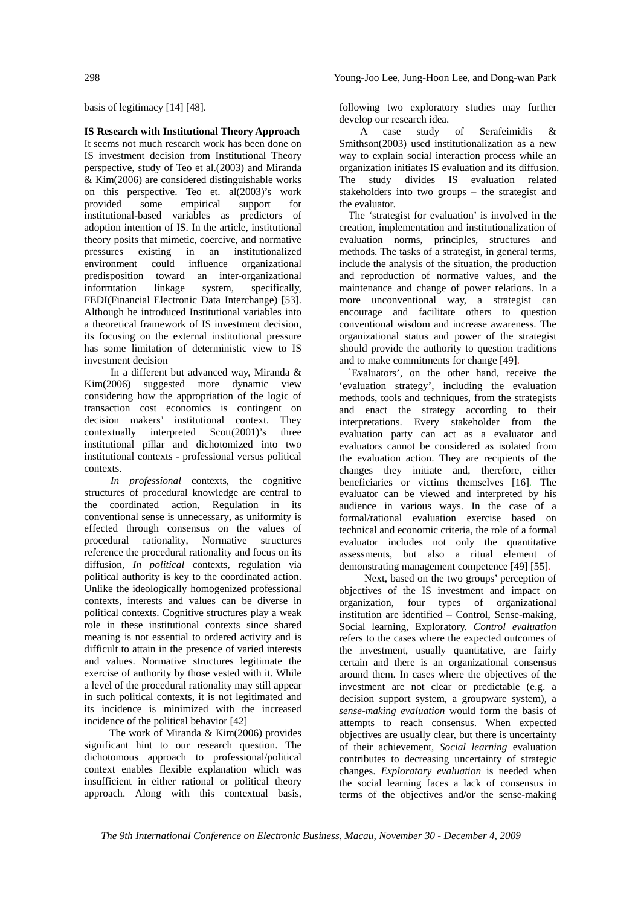basis of legitimacy [14] [48].

**IS Research with Institutional Theory Approach**

It seems not much research work has been done on IS investment decision from Institutional Theory perspective, study of Teo et al.(2003) and Miranda & Kim(2006) are considered distinguishable works on this perspective. Teo et. al(2003)'s work provided some empirical support for institutional-based variables as predictors of adoption intention of IS. In the article, institutional theory posits that mimetic, coercive, and normative pressures existing in an institutionalized environment could influence organizational predisposition toward an inter-organizational informtation linkage system, specifically, FEDI(Financial Electronic Data Interchange) [53]. Although he introduced Institutional variables into a theoretical framework of IS investment decision, its focusing on the external institutional pressure has some limitation of deterministic view to IS investment decision

In a different but advanced way, Miranda & Kim(2006) suggested more dynamic view considering how the appropriation of the logic of transaction cost economics is contingent on decision makers' institutional context. They contextually interpreted Scott(2001)'s three institutional pillar and dichotomized into two institutional contexts - professional versus political contexts.

*In professional* contexts, the cognitive structures of procedural knowledge are central to the coordinated action, Regulation in its conventional sense is unnecessary, as uniformity is effected through consensus on the values of procedural rationality, Normative structures reference the procedural rationality and focus on its diffusion, *In political* contexts, regulation via political authority is key to the coordinated action. Unlike the ideologically homogenized professional contexts, interests and values can be diverse in political contexts. Cognitive structures play a weak role in these institutional contexts since shared meaning is not essential to ordered activity and is difficult to attain in the presence of varied interests and values. Normative structures legitimate the exercise of authority by those vested with it. While a level of the procedural rationality may still appear in such political contexts, it is not legitimated and its incidence is minimized with the increased incidence of the political behavior [42]

The work of Miranda & Kim(2006) provides significant hint to our research question. The dichotomous approach to professional/political context enables flexible explanation which was insufficient in either rational or political theory approach. Along with this contextual basis, following two exploratory studies may further develop our research idea.

A case study of Serafeimidis & Smithson(2003) used institutionalization as a new way to explain social interaction process while an organization initiates IS evaluation and its diffusion. The study divides IS evaluation related stakeholders into two groups – the strategist and the evaluator.

The 'strategist for evaluation' is involved in the creation, implementation and institutionalization of evaluation norms, principles, structures and methods. The tasks of a strategist, in general terms, include the analysis of the situation, the production and reproduction of normative values, and the maintenance and change of power relations. In a more unconventional way, a strategist can encourage and facilitate others to question conventional wisdom and increase awareness. The organizational status and power of the strategist should provide the authority to question traditions and to make commitments for change [49].

'Evaluators', on the other hand, receive the 'evaluation strategy', including the evaluation methods, tools and techniques, from the strategists and enact the strategy according to their interpretations. Every stakeholder from the evaluation party can act as a evaluator and evaluators cannot be considered as isolated from the evaluation action. They are recipients of the changes they initiate and, therefore, either beneficiaries or victims themselves [16]. The evaluator can be viewed and interpreted by his audience in various ways. In the case of a formal/rational evaluation exercise based on technical and economic criteria, the role of a formal evaluator includes not only the quantitative assessments, but also a ritual element of demonstrating management competence [49] [55].

Next, based on the two groups' perception of objectives of the IS investment and impact on organization, four types of organizational institution are identified – Control, Sense-making, Social learning, Exploratory. *Control evaluation* refers to the cases where the expected outcomes of the investment, usually quantitative, are fairly certain and there is an organizational consensus around them. In cases where the objectives of the investment are not clear or predictable (e.g. a decision support system, a groupware system), a *sense-making evaluation* would form the basis of attempts to reach consensus. When expected objectives are usually clear, but there is uncertainty of their achievement, *Social learning* evaluation contributes to decreasing uncertainty of strategic changes. *Exploratory evaluation* is needed when the social learning faces a lack of consensus in terms of the objectives and/or the sense-making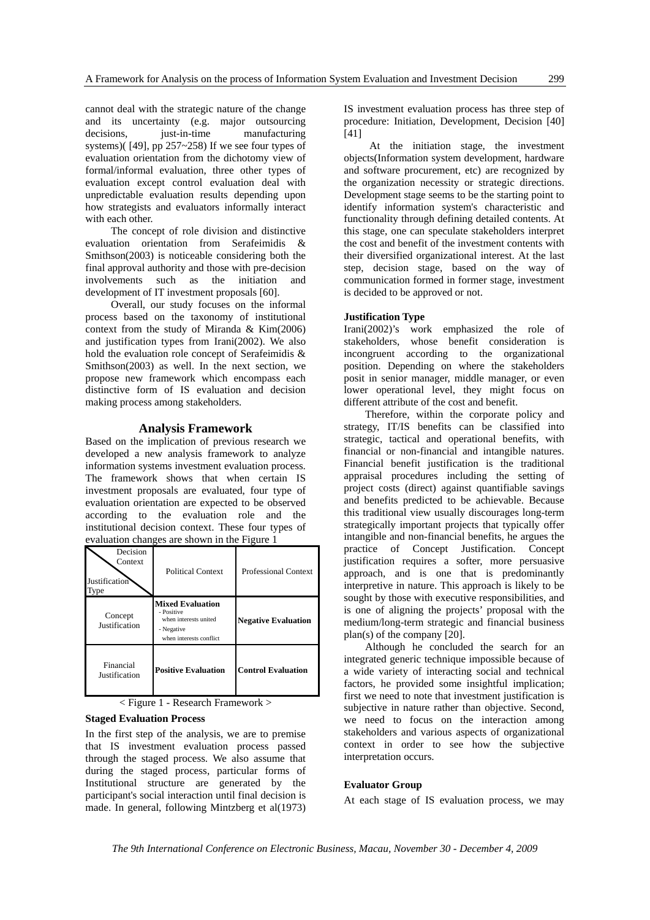cannot deal with the strategic nature of the change and its uncertainty (e.g. major outsourcing decisions, just-in-time manufacturing systems)( [49], pp 257~258) If we see four types of evaluation orientation from the dichotomy view of formal/informal evaluation, three other types of evaluation except control evaluation deal with unpredictable evaluation results depending upon how strategists and evaluators informally interact with each other.

The concept of role division and distinctive evaluation orientation from Serafeimidis & Smithson(2003) is noticeable considering both the final approval authority and those with pre-decision involvements such as the initiation and development of IT investment proposals [60].

Overall, our study focuses on the informal process based on the taxonomy of institutional context from the study of Miranda & Kim(2006) and justification types from Irani(2002). We also hold the evaluation role concept of Serafeimidis & Smithson(2003) as well. In the next section, we propose new framework which encompass each distinctive form of IS evaluation and decision making process among stakeholders.

## Analysis Framework

Based on the implication of previous research we developed a new analysis framework to analyze information systems investment evaluation process. The framework shows that when certain IS investment proposals are evaluated, four type of evaluation orientation are expected to be observed according to the evaluation role and the institutional decision context. These four types of evaluation changes are shown in the Figure 1

| Decision Context / Justification Type | Political Context | Professional Context |
|---|---|---|
| Concept Justification | **Mixed Evaluation** - Positive when interests united - Negative when interests conflict | **Negative Evaluation** |
| Financial Justification | **Positive Evaluation** | **Control Evaluation** |

< Figure 1 - Research Framework >

### Staged Evaluation Process

In the first step of the analysis, we are to premise that IS investment evaluation process passed through the staged process. We also assume that during the staged process, particular forms of Institutional structure are generated by the participant's social interaction until final decision is made. In general, following Mintzberg et al(1973) IS investment evaluation process has three step of procedure: Initiation, Development, Decision [40] [41]

At the initiation stage, the investment objects(Information system development, hardware and software procurement, etc) are recognized by the organization necessity or strategic directions. Development stage seems to be the starting point to identify information system's characteristic and functionality through defining detailed contents. At this stage, one can speculate stakeholders interpret the cost and benefit of the investment contents with their diversified organizational interest. At the last step, decision stage, based on the way of communication formed in former stage, investment is decided to be approved or not.

### Justification Type

Irani(2002)'s work emphasized the role of stakeholders, whose benefit consideration is incongruent according to the organizational position. Depending on where the stakeholders posit in senior manager, middle manager, or even lower operational level, they might focus on different attribute of the cost and benefit.

Therefore, within the corporate policy and strategy, IT/IS benefits can be classified into strategic, tactical and operational benefits, with financial or non-financial and intangible natures. Financial benefit justification is the traditional appraisal procedures including the setting of project costs (direct) against quantifiable savings and benefits predicted to be achievable. Because this traditional view usually discourages long-term strategically important projects that typically offer intangible and non-financial benefits, he argues the practice of Concept Justification. Concept justification requires a softer, more persuasive approach, and is one that is predominantly interpretive in nature. This approach is likely to be sought by those with executive responsibilities, and is one of aligning the projects' proposal with the medium/long-term strategic and financial business plan(s) of the company [20].

Although he concluded the search for an integrated generic technique impossible because of a wide variety of interacting social and technical factors, he provided some insightful implication; first we need to note that investment justification is subjective in nature rather than objective. Second, we need to focus on the interaction among stakeholders and various aspects of organizational context in order to see how the subjective interpretation occurs.

### Evaluator Group

At each stage of IS evaluation process, we may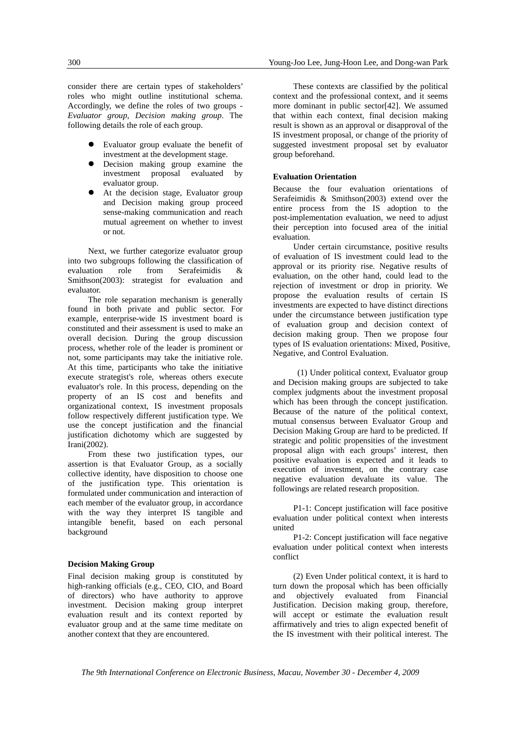consider there are certain types of stakeholders' roles who might outline institutional schema. Accordingly, we define the roles of two groups - *Evaluator group, Decision making group*. The following details the role of each group.

- Evaluator group evaluate the benefit of investment at the development stage.
- Decision making group examine the investment proposal evaluated by evaluator group.
- At the decision stage, Evaluator group and Decision making group proceed sense-making communication and reach mutual agreement on whether to invest or not.

Next, we further categorize evaluator group into two subgroups following the classification of evaluation role from Serafeimidis & Smithson(2003): strategist for evaluation and evaluator.

The role separation mechanism is generally found in both private and public sector. For example, enterprise-wide IS investment board is constituted and their assessment is used to make an overall decision. During the group discussion process, whether role of the leader is prominent or not, some participants may take the initiative role. At this time, participants who take the initiative execute strategist's role, whereas others execute evaluator's role. In this process, depending on the property of an IS cost and benefits and organizational context, IS investment proposals follow respectively different justification type. We use the concept justification and the financial justification dichotomy which are suggested by Irani(2002).

From these two justification types, our assertion is that Evaluator Group, as a socially collective identity, have disposition to choose one of the justification type. This orientation is formulated under communication and interaction of each member of the evaluator group, in accordance with the way they interpret IS tangible and intangible benefit, based on each personal background

**Decision Making Group**

Final decision making group is constituted by high-ranking officials (e.g., CEO, CIO, and Board of directors) who have authority to approve investment. Decision making group interpret evaluation result and its context reported by evaluator group and at the same time meditate on another context that they are encountered.

These contexts are classified by the political context and the professional context, and it seems more dominant in public sector[42]. We assumed that within each context, final decision making result is shown as an approval or disapproval of the IS investment proposal, or change of the priority of suggested investment proposal set by evaluator group beforehand.

**Evaluation Orientation**

Because the four evaluation orientations of Serafeimidis & Smithson(2003) extend over the entire process from the IS adoption to the post-implementation evaluation, we need to adjust their perception into focused area of the initial evaluation.

Under certain circumstance, positive results of evaluation of IS investment could lead to the approval or its priority rise. Negative results of evaluation, on the other hand, could lead to the rejection of investment or drop in priority. We propose the evaluation results of certain IS investments are expected to have distinct directions under the circumstance between justification type of evaluation group and decision context of decision making group. Then we propose four types of IS evaluation orientations: Mixed, Positive, Negative, and Control Evaluation.

(1) Under political context, Evaluator group and Decision making groups are subjected to take complex judgments about the investment proposal which has been through the concept justification. Because of the nature of the political context, mutual consensus between Evaluator Group and Decision Making Group are hard to be predicted. If strategic and politic propensities of the investment proposal align with each groups' interest, then positive evaluation is expected and it leads to execution of investment, on the contrary case negative evaluation devaluate its value. The followings are related research proposition.

P1-1: Concept justification will face positive evaluation under political context when interests united

P1-2: Concept justification will face negative evaluation under political context when interests conflict

(2) Even Under political context, it is hard to turn down the proposal which has been officially and objectively evaluated from Financial Justification. Decision making group, therefore, will accept or estimate the evaluation result affirmatively and tries to align expected benefit of the IS investment with their political interest. The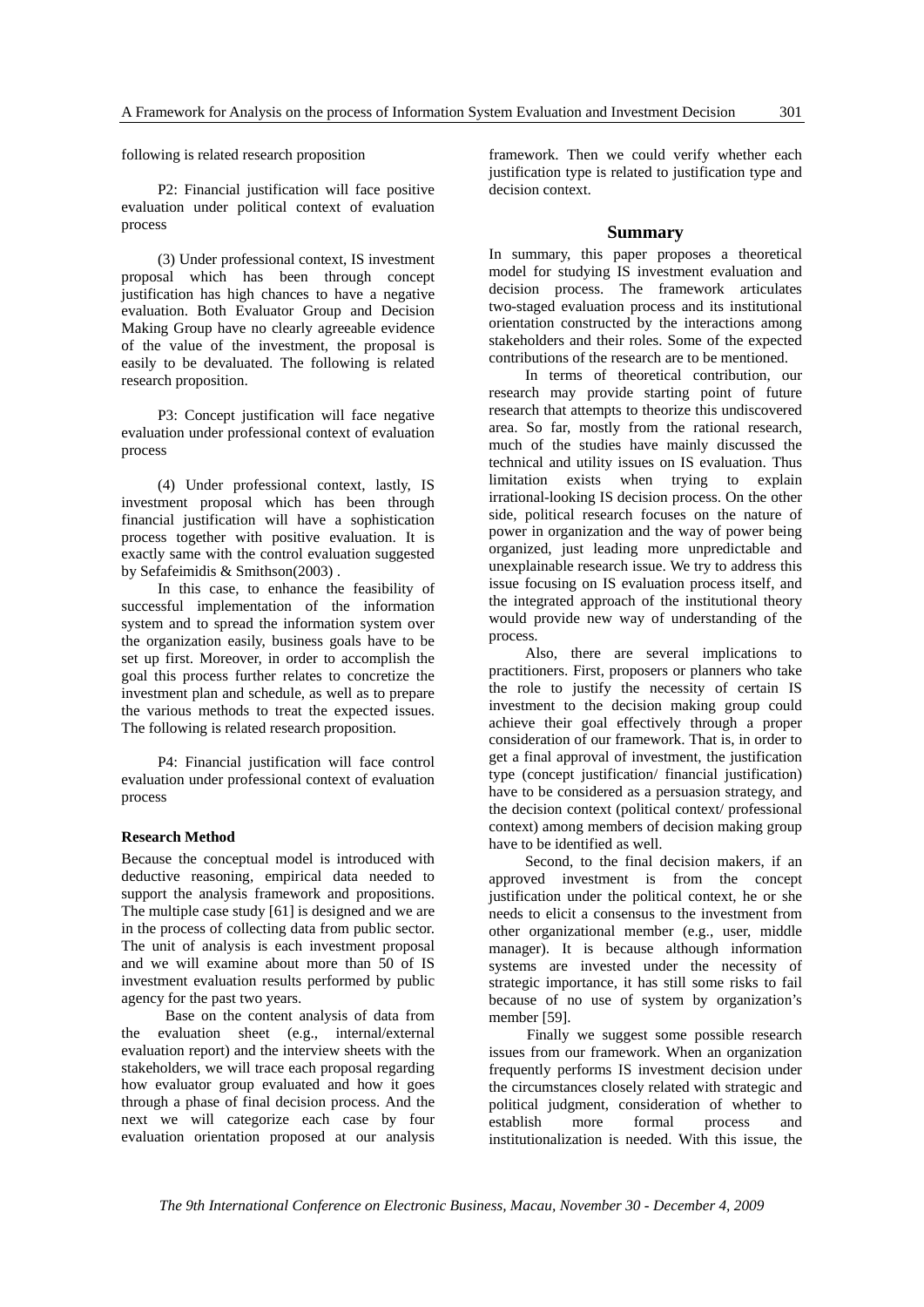following is related research proposition

P2: Financial justification will face positive evaluation under political context of evaluation process

(3) Under professional context, IS investment proposal which has been through concept justification has high chances to have a negative evaluation. Both Evaluator Group and Decision Making Group have no clearly agreeable evidence of the value of the investment, the proposal is easily to be devaluated. The following is related research proposition.

P3: Concept justification will face negative evaluation under professional context of evaluation process

(4) Under professional context, lastly, IS investment proposal which has been through financial justification will have a sophistication process together with positive evaluation. It is exactly same with the control evaluation suggested by Sefafeimidis & Smithson(2003) .

In this case, to enhance the feasibility of successful implementation of the information system and to spread the information system over the organization easily, business goals have to be set up first. Moreover, in order to accomplish the goal this process further relates to concretize the investment plan and schedule, as well as to prepare the various methods to treat the expected issues. The following is related research proposition.

P4: Financial justification will face control evaluation under professional context of evaluation process

### Research Method

Because the conceptual model is introduced with deductive reasoning, empirical data needed to support the analysis framework and propositions. The multiple case study [61] is designed and we are in the process of collecting data from public sector. The unit of analysis is each investment proposal and we will examine about more than 50 of IS investment evaluation results performed by public agency for the past two years.

Base on the content analysis of data from the evaluation sheet (e.g., internal/external evaluation report) and the interview sheets with the stakeholders, we will trace each proposal regarding how evaluator group evaluated and how it goes through a phase of final decision process. And the next we will categorize each case by four evaluation orientation proposed at our analysis framework. Then we could verify whether each justification type is related to justification type and decision context.

## Summary

In summary, this paper proposes a theoretical model for studying IS investment evaluation and decision process. The framework articulates two-staged evaluation process and its institutional orientation constructed by the interactions among stakeholders and their roles. Some of the expected contributions of the research are to be mentioned.

In terms of theoretical contribution, our research may provide starting point of future research that attempts to theorize this undiscovered area. So far, mostly from the rational research, much of the studies have mainly discussed the technical and utility issues on IS evaluation. Thus limitation exists when trying to explain irrational-looking IS decision process. On the other side, political research focuses on the nature of power in organization and the way of power being organized, just leading more unpredictable and unexplainable research issue. We try to address this issue focusing on IS evaluation process itself, and the integrated approach of the institutional theory would provide new way of understanding of the process.

Also, there are several implications to practitioners. First, proposers or planners who take the role to justify the necessity of certain IS investment to the decision making group could achieve their goal effectively through a proper consideration of our framework. That is, in order to get a final approval of investment, the justification type (concept justification/ financial justification) have to be considered as a persuasion strategy, and the decision context (political context/ professional context) among members of decision making group have to be identified as well.

Second, to the final decision makers, if an approved investment is from the concept justification under the political context, he or she needs to elicit a consensus to the investment from other organizational member (e.g., user, middle manager). It is because although information systems are invested under the necessity of strategic importance, it has still some risks to fail because of no use of system by organization's member [59].

Finally we suggest some possible research issues from our framework. When an organization frequently performs IS investment decision under the circumstances closely related with strategic and political judgment, consideration of whether to establish more formal process and institutionalization is needed. With this issue, the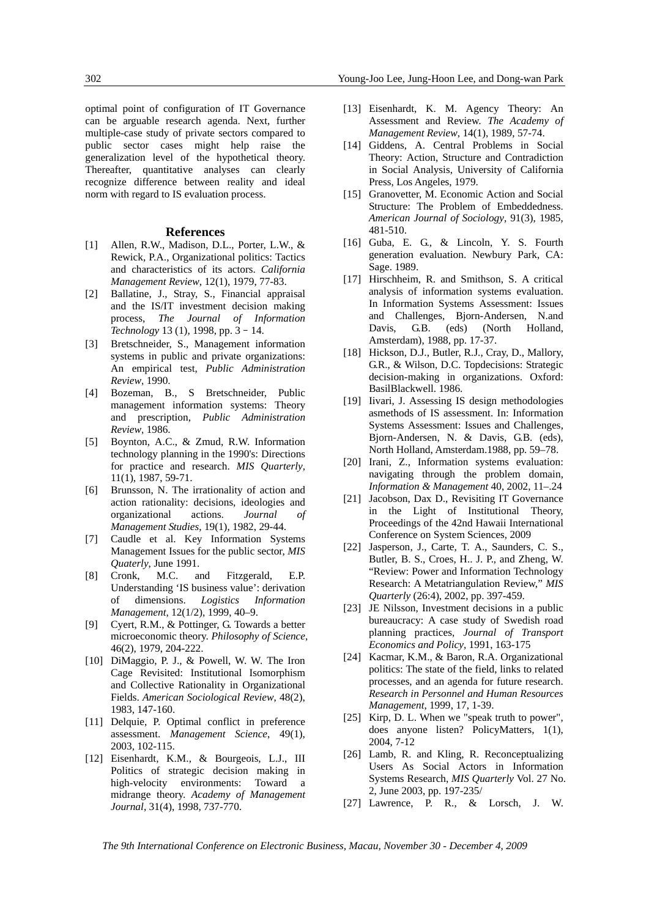optimal point of configuration of IT Governance can be arguable research agenda. Next, further multiple-case study of private sectors compared to public sector cases might help raise the generalization level of the hypothetical theory. Thereafter, quantitative analyses can clearly recognize difference between reality and ideal norm with regard to IS evaluation process.

## References

[1] Allen, R.W., Madison, D.L., Porter, L.W., & Rewick, P.A., Organizational politics: Tactics and characteristics of its actors. *California Management Review*, 12(1), 1979, 77-83.

[2] Ballatine, J., Stray, S., Financial appraisal and the IS/IT investment decision making process, *The Journal of Information Technology* 13 (1), 1998, pp. 3－14.

[3] Bretschneider, S., Management information systems in public and private organizations: An empirical test, *Public Administration Review*, 1990.

[4] Bozeman, B., S Bretschneider, Public management information systems: Theory and prescription, *Public Administration Review*, 1986.

[5] Boynton, A.C., & Zmud, R.W. Information technology planning in the 1990's: Directions for practice and research. *MIS Quarterly*, 11(1), 1987, 59-71.

[6] Brunsson, N. The irrationality of action and action rationality: decisions, ideologies and organizational actions. *Journal of Management Studies*, 19(1), 1982, 29-44.

[7] Caudle et al. Key Information Systems Management Issues for the public sector, *MIS Quaterly*, June 1991.

[8] Cronk, M.C. and Fitzgerald, E.P. Understanding 'IS business value': derivation of dimensions. *Logistics Information Management*, 12(1/2), 1999, 40–9.

[9] Cyert, R.M., & Pottinger, G. Towards a better microeconomic theory. *Philosophy of Science*, 46(2), 1979, 204-222.

[10] DiMaggio, P. J., & Powell, W. W. The Iron Cage Revisited: Institutional Isomorphism and Collective Rationality in Organizational Fields. *American Sociological Review*, 48(2), 1983, 147-160.

[11] Delquie, P. Optimal conflict in preference assessment. *Management Science*, 49(1), 2003, 102-115.

[12] Eisenhardt, K.M., & Bourgeois, L.J., III Politics of strategic decision making in high-velocity environments: Toward a midrange theory. *Academy of Management Journal*, 31(4), 1998, 737-770.

[13] Eisenhardt, K. M. Agency Theory: An Assessment and Review. *The Academy of Management Review*, 14(1), 1989, 57-74.

[14] Giddens, A. Central Problems in Social Theory: Action, Structure and Contradiction in Social Analysis, University of California Press, Los Angeles, 1979.

[15] Granovetter, M. Economic Action and Social Structure: The Problem of Embeddedness. *American Journal of Sociology*, 91(3), 1985, 481-510.

[16] Guba, E. G., & Lincoln, Y. S. Fourth generation evaluation. Newbury Park, CA: Sage. 1989.

[17] Hirschheim, R. and Smithson, S. A critical analysis of information systems evaluation. In Information Systems Assessment: Issues and Challenges, Bjorn-Andersen, N.and Davis, G.B. (eds) (North Holland, Amsterdam), 1988, pp. 17-37.

[18] Hickson, D.J., Butler, R.J., Cray, D., Mallory, G.R., & Wilson, D.C. Topdecisions: Strategic decision-making in organizations. Oxford: BasilBlackwell. 1986.

[19] Iivari, J. Assessing IS design methodologies asmethods of IS assessment. In: Information Systems Assessment: Issues and Challenges, Bjorn-Andersen, N. & Davis, G.B. (eds), North Holland, Amsterdam.1988, pp. 59–78.

[20] Irani, Z., Information systems evaluation: navigating through the problem domain, *Information & Management* 40, 2002, 11–.24

[21] Jacobson, Dax D., Revisiting IT Governance in the Light of Institutional Theory, Proceedings of the 42nd Hawaii International Conference on System Sciences, 2009

[22] Jasperson, J., Carte, T. A., Saunders, C. S., Butler, B. S., Croes, H.. J. P., and Zheng, W. "Review: Power and Information Technology Research: A Metatriangulation Review," *MIS Quarterly* (26:4), 2002, pp. 397-459.

[23] JE Nilsson, Investment decisions in a public bureaucracy: A case study of Swedish road planning practices, *Journal of Transport Economics and Policy*, 1991, 163-175

[24] Kacmar, K.M., & Baron, R.A. Organizational politics: The state of the field, links to related processes, and an agenda for future research. *Research in Personnel and Human Resources Management*, 1999, 17, 1-39.

[25] Kirp, D. L. When we "speak truth to power", does anyone listen? PolicyMatters, 1(1), 2004, 7-12

[26] Lamb, R. and Kling, R. Reconceptualizing Users As Social Actors in Information Systems Research, *MIS Quarterly* Vol. 27 No. 2, June 2003, pp. 197-235/

[27] Lawrence, P. R., & Lorsch, J. W.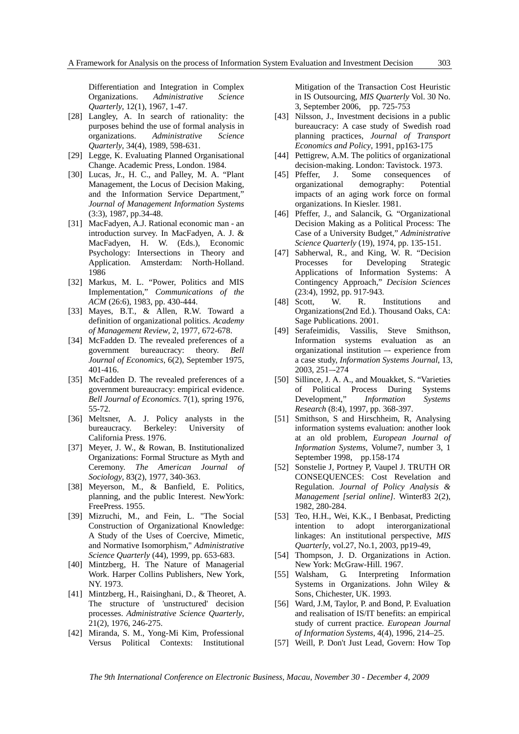Differentiation and Integration in Complex Organizations. *Administrative Science Quarterly*, 12(1), 1967, 1-47.

[28] Langley, A. In search of rationality: the purposes behind the use of formal analysis in organizations. *Administrative Science Quarterly*, 34(4), 1989, 598-631.

[29] Legge, K. Evaluating Planned Organisational Change. Academic Press, London. 1984.

[30] Lucas, Jr., H. C., and Palley, M. A. "Plant Management, the Locus of Decision Making, and the Information Service Department," *Journal of Management Information Systems* (3:3), 1987, pp.34-48.

[31] MacFadyen, A.J. Rational economic man - an introduction survey. In MacFadyen, A. J. & MacFadyen, H. W. (Eds.), Economic Psychology: Intersections in Theory and Application. Amsterdam: North-Holland. 1986

[32] Markus, M. L. "Power, Politics and MIS Implementation," *Communications of the ACM* (26:6), 1983, pp. 430-444.

[33] Mayes, B.T., & Allen, R.W. Toward a definition of organizational politics. *Academy of Management Review*, 2, 1977, 672-678.

[34] McFadden D. The revealed preferences of a government bureaucracy: theory. *Bell Journal of Economics*, 6(2), September 1975, 401-416.

[35] McFadden D. The revealed preferences of a government bureaucracy: empirical evidence. *Bell Journal of Economics*. 7(1), spring 1976, 55-72.

[36] Meltsner, A. J. Policy analysts in the bureaucracy. Berkeley: University of California Press. 1976.

[37] Meyer, J. W., & Rowan, B. Institutionalized Organizations: Formal Structure as Myth and Ceremony. *The American Journal of Sociology*, 83(2), 1977, 340-363.

[38] Meyerson, M., & Banfield, E. Politics, planning, and the public Interest. NewYork: FreePress. 1955.

[39] Mizruchi, M., and Fein, L. "The Social Construction of Organizational Knowledge: A Study of the Uses of Coercive, Mimetic, and Normative Isomorphism," *Administrative Science Quarterly* (44), 1999, pp. 653-683.

[40] Mintzberg, H. The Nature of Managerial Work. Harper Collins Publishers, New York, NY. 1973.

[41] Mintzberg, H., Raisinghani, D., & Theoret, A. The structure of 'unstructured' decision processes. *Administrative Science Quarterly*, 21(2), 1976, 246-275.

[42] Miranda, S. M., Yong-Mi Kim, Professional Versus Political Contexts: Institutional Mitigation of the Transaction Cost Heuristic in IS Outsourcing, *MIS Quarterly* Vol. 30 No. 3, September 2006, pp. 725-753

[43] Nilsson, J., Investment decisions in a public bureaucracy: A case study of Swedish road planning practices, *Journal of Transport Economics and Policy*, 1991, pp163-175

[44] Pettigrew, A.M. The politics of organizational decision-making. London: Tavistock. 1973.

[45] Pfeffer, J. Some consequences of organizational demography: Potential impacts of an aging work force on formal organizations. In Kiesler. 1981.

[46] Pfeffer, J., and Salancik, G. "Organizational Decision Making as a Political Process: The Case of a University Budget," *Administrative Science Quarterly* (19), 1974, pp. 135-151.

[47] Sabherwal, R., and King, W. R. "Decision Processes for Developing Strategic Applications of Information Systems: A Contingency Approach," *Decision Sciences* (23:4), 1992, pp. 917-943.

[48] Scott, W. R. Institutions and Organizations(2nd Ed.). Thousand Oaks, CA: Sage Publications. 2001.

[49] Serafeimidis, Vassilis, Steve Smithson, Information systems evaluation as an organizational institution –- experience from a case study, *Information Systems Journal*, 13, 2003, 251–-274

[50] Sillince, J. A. A., and Mouakket, S. "Varieties of Political Process During Systems Development," *Information Systems Research* (8:4), 1997, pp. 368-397.

[51] Smithson, S and Hirschheim, R, Analysing information systems evaluation: another look at an old problem, *European Journal of Information Systems*, Volume7, number 3, 1 September 1998, pp.158-174

[52] Sonstelie J, Portney P, Vaupel J. TRUTH OR CONSEQUENCES: Cost Revelation and Regulation. *Journal of Policy Analysis & Management [serial online]*. Winter83 2(2), 1982, 280-284.

[53] Teo, H.H., Wei, K.K., I Benbasat, Predicting intention to adopt interorganizational linkages: An institutional perspective, *MIS Quarterly*, vol.27, No.1, 2003, pp19-49,

[54] Thompson, J. D. Organizations in Action. New York: McGraw-Hill. 1967.

[55] Walsham, G. Interpreting Information Systems in Organizations. John Wiley & Sons, Chichester, UK. 1993.

[56] Ward, J.M, Taylor, P. and Bond, P. Evaluation and realisation of IS/IT benefits: an empirical study of current practice. *European Journal of Information Systems*, 4(4), 1996, 214–25.

[57] Weill, P. Don't Just Lead, Govern: How Top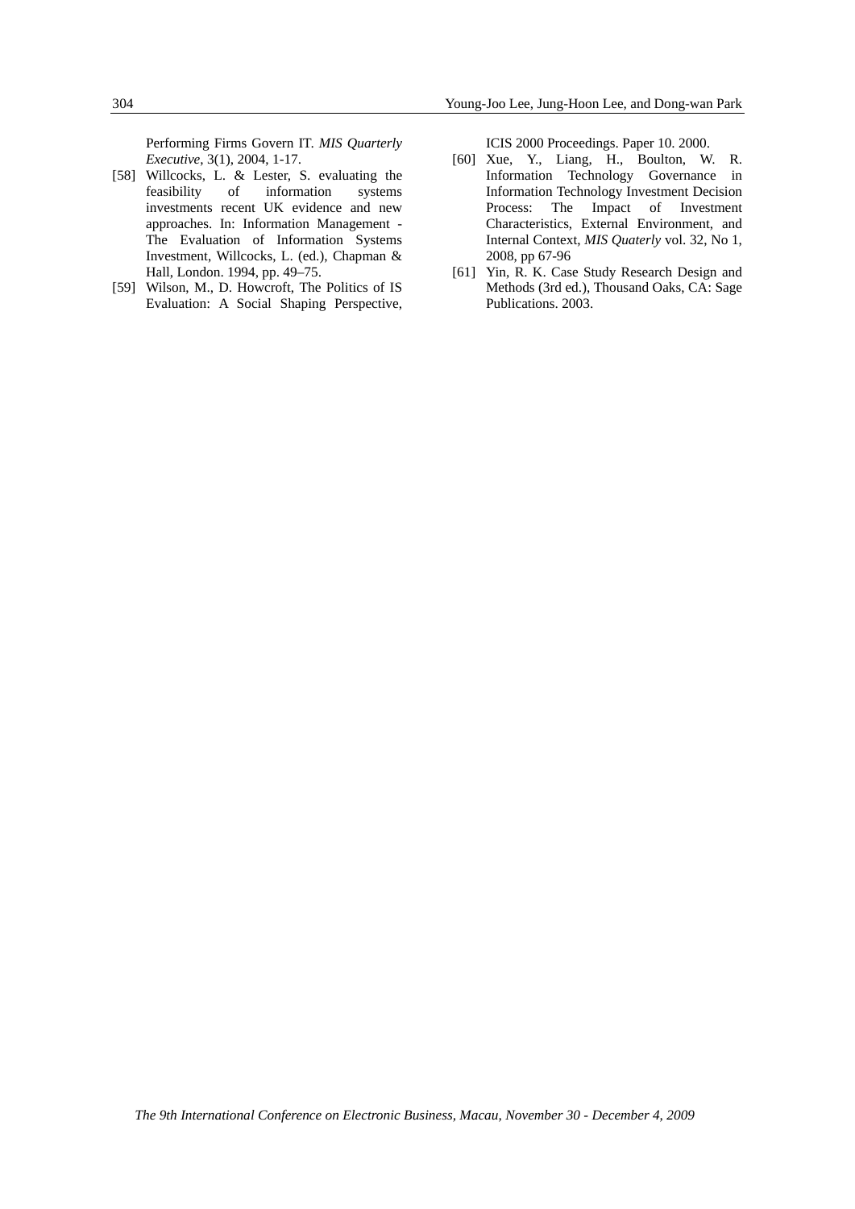Performing Firms Govern IT. *MIS Quarterly Executive*, 3(1), 2004, 1-17.

[58] Willcocks, L. & Lester, S. evaluating the feasibility of information systems investments recent UK evidence and new approaches. In: Information Management - The Evaluation of Information Systems Investment, Willcocks, L. (ed.), Chapman & Hall, London. 1994, pp. 49–75.

[59] Wilson, M., D. Howcroft, The Politics of IS Evaluation: A Social Shaping Perspective, ICIS 2000 Proceedings. Paper 10. 2000.

[60] Xue, Y., Liang, H., Boulton, W. R. Information Technology Governance in Information Technology Investment Decision Process: The Impact of Investment Characteristics, External Environment, and Internal Context, *MIS Quaterly* vol. 32, No 1, 2008, pp 67-96

[61] Yin, R. K. Case Study Research Design and Methods (3rd ed.), Thousand Oaks, CA: Sage Publications. 2003.